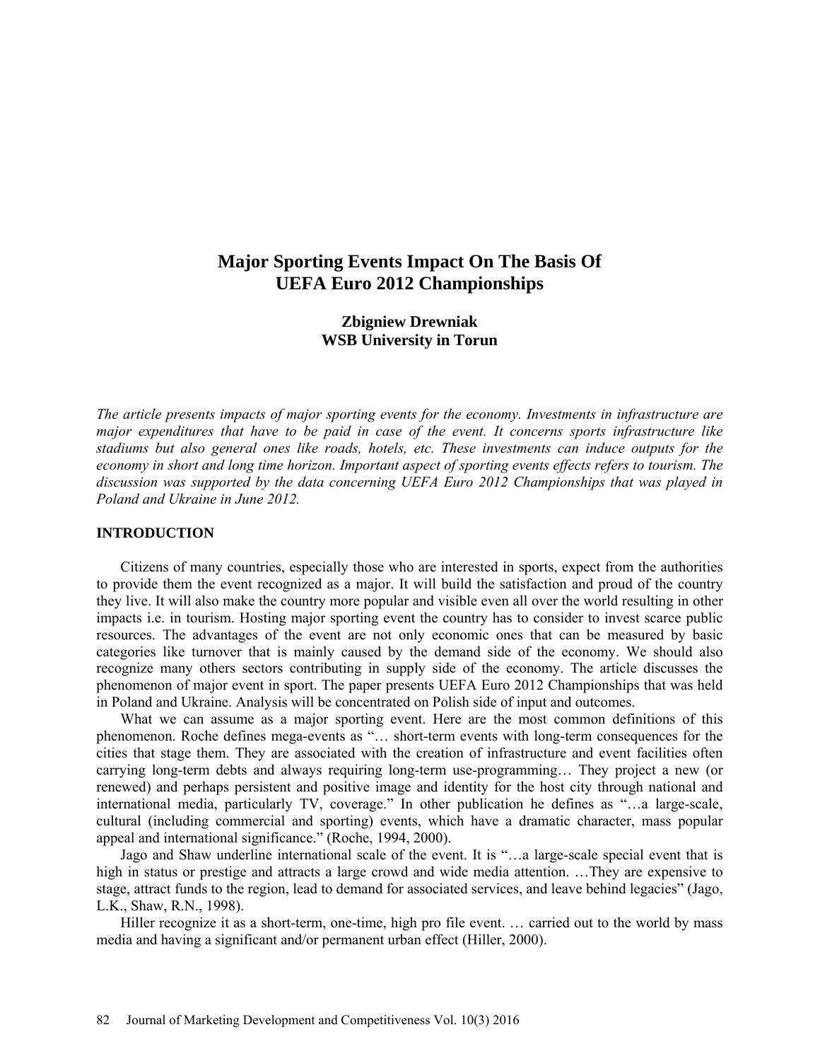# Major Sporting Events Impact On The Basis Of UEFA Euro 2012 Championships

**Zbigniew Drewniak**
**WSB University in Torun**

*The article presents impacts of major sporting events for the economy. Investments in infrastructure are major expenditures that have to be paid in case of the event. It concerns sports infrastructure like stadiums but also general ones like roads, hotels, etc. These investments can induce outputs for the economy in short and long time horizon. Important aspect of sporting events effects refers to tourism. The discussion was supported by the data concerning UEFA Euro 2012 Championships that was played in Poland and Ukraine in June 2012.*

## INTRODUCTION

Citizens of many countries, especially those who are interested in sports, expect from the authorities to provide them the event recognized as a major. It will build the satisfaction and proud of the country they live. It will also make the country more popular and visible even all over the world resulting in other impacts i.e. in tourism. Hosting major sporting event the country has to consider to invest scarce public resources. The advantages of the event are not only economic ones that can be measured by basic categories like turnover that is mainly caused by the demand side of the economy. We should also recognize many others sectors contributing in supply side of the economy. The article discusses the phenomenon of major event in sport. The paper presents UEFA Euro 2012 Championships that was held in Poland and Ukraine. Analysis will be concentrated on Polish side of input and outcomes.

What we can assume as a major sporting event. Here are the most common definitions of this phenomenon. Roche defines mega-events as "… short-term events with long-term consequences for the cities that stage them. They are associated with the creation of infrastructure and event facilities often carrying long-term debts and always requiring long-term use-programming… They project a new (or renewed) and perhaps persistent and positive image and identity for the host city through national and international media, particularly TV, coverage." In other publication he defines as "…a large-scale, cultural (including commercial and sporting) events, which have a dramatic character, mass popular appeal and international significance." (Roche, 1994, 2000).

Jago and Shaw underline international scale of the event. It is "…a large-scale special event that is high in status or prestige and attracts a large crowd and wide media attention. …They are expensive to stage, attract funds to the region, lead to demand for associated services, and leave behind legacies" (Jago, L.K., Shaw, R.N., 1998).

Hiller recognize it as a short-term, one-time, high pro file event. … carried out to the world by mass media and having a significant and/or permanent urban effect (Hiller, 2000).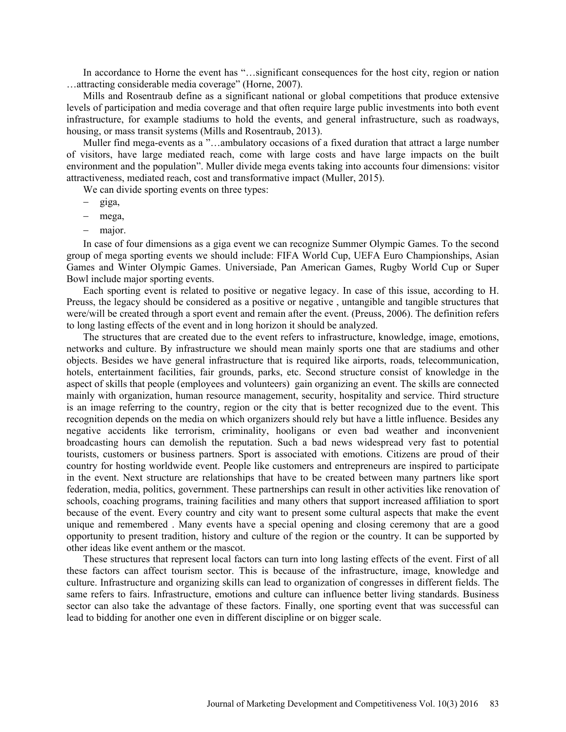In accordance to Horne the event has "…significant consequences for the host city, region or nation …attracting considerable media coverage" (Horne, 2007).

Mills and Rosentraub define as a significant national or global competitions that produce extensive levels of participation and media coverage and that often require large public investments into both event infrastructure, for example stadiums to hold the events, and general infrastructure, such as roadways, housing, or mass transit systems (Mills and Rosentraub, 2013).

Muller find mega-events as a "…ambulatory occasions of a fixed duration that attract a large number of visitors, have large mediated reach, come with large costs and have large impacts on the built environment and the population". Muller divide mega events taking into accounts four dimensions: visitor attractiveness, mediated reach, cost and transformative impact (Muller, 2015).

We can divide sporting events on three types:

- giga,
- mega,
- major.

In case of four dimensions as a giga event we can recognize Summer Olympic Games. To the second group of mega sporting events we should include: FIFA World Cup, UEFA Euro Championships, Asian Games and Winter Olympic Games. Universiade, Pan American Games, Rugby World Cup or Super Bowl include major sporting events.

Each sporting event is related to positive or negative legacy. In case of this issue, according to H. Preuss, the legacy should be considered as a positive or negative , untangible and tangible structures that were/will be created through a sport event and remain after the event. (Preuss, 2006). The definition refers to long lasting effects of the event and in long horizon it should be analyzed.

The structures that are created due to the event refers to infrastructure, knowledge, image, emotions, networks and culture. By infrastructure we should mean mainly sports one that are stadiums and other objects. Besides we have general infrastructure that is required like airports, roads, telecommunication, hotels, entertainment facilities, fair grounds, parks, etc. Second structure consist of knowledge in the aspect of skills that people (employees and volunteers) gain organizing an event. The skills are connected mainly with organization, human resource management, security, hospitality and service. Third structure is an image referring to the country, region or the city that is better recognized due to the event. This recognition depends on the media on which organizers should rely but have a little influence. Besides any negative accidents like terrorism, criminality, hooligans or even bad weather and inconvenient broadcasting hours can demolish the reputation. Such a bad news widespread very fast to potential tourists, customers or business partners. Sport is associated with emotions. Citizens are proud of their country for hosting worldwide event. People like customers and entrepreneurs are inspired to participate in the event. Next structure are relationships that have to be created between many partners like sport federation, media, politics, government. These partnerships can result in other activities like renovation of schools, coaching programs, training facilities and many others that support increased affiliation to sport because of the event. Every country and city want to present some cultural aspects that make the event unique and remembered . Many events have a special opening and closing ceremony that are a good opportunity to present tradition, history and culture of the region or the country. It can be supported by other ideas like event anthem or the mascot.

These structures that represent local factors can turn into long lasting effects of the event. First of all these factors can affect tourism sector. This is because of the infrastructure, image, knowledge and culture. Infrastructure and organizing skills can lead to organization of congresses in different fields. The same refers to fairs. Infrastructure, emotions and culture can influence better living standards. Business sector can also take the advantage of these factors. Finally, one sporting event that was successful can lead to bidding for another one even in different discipline or on bigger scale.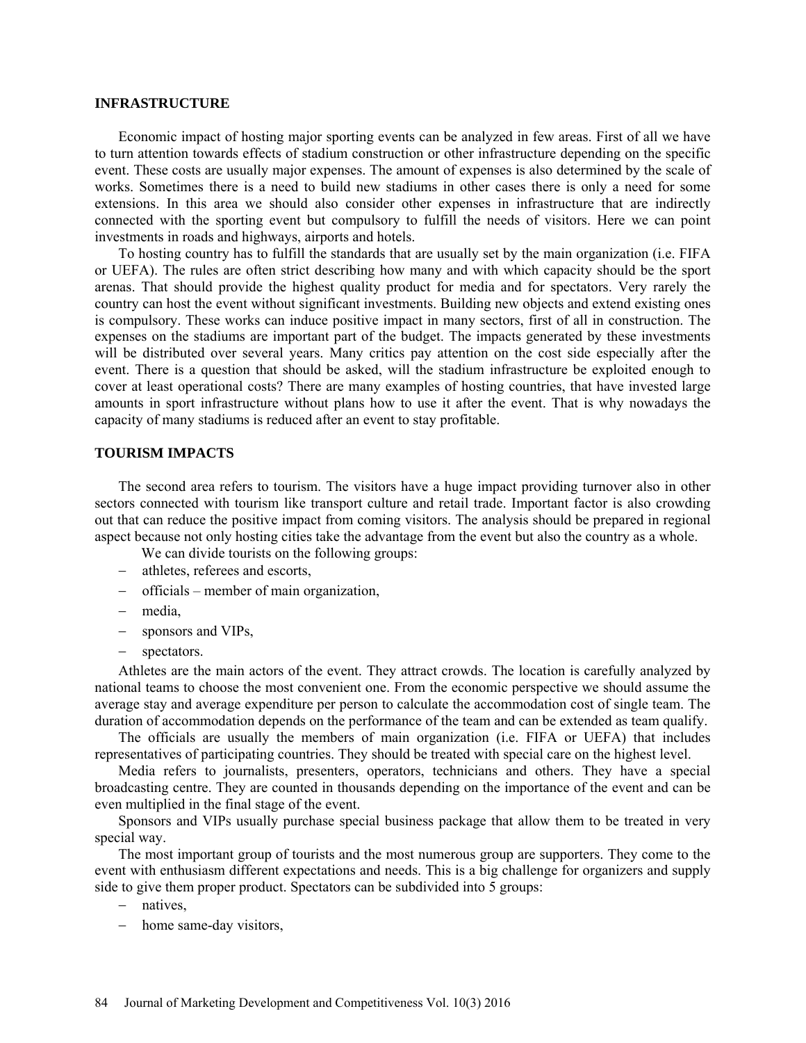## INFRASTRUCTURE

Economic impact of hosting major sporting events can be analyzed in few areas. First of all we have to turn attention towards effects of stadium construction or other infrastructure depending on the specific event. These costs are usually major expenses. The amount of expenses is also determined by the scale of works. Sometimes there is a need to build new stadiums in other cases there is only a need for some extensions. In this area we should also consider other expenses in infrastructure that are indirectly connected with the sporting event but compulsory to fulfill the needs of visitors. Here we can point investments in roads and highways, airports and hotels.

To hosting country has to fulfill the standards that are usually set by the main organization (i.e. FIFA or UEFA). The rules are often strict describing how many and with which capacity should be the sport arenas. That should provide the highest quality product for media and for spectators. Very rarely the country can host the event without significant investments. Building new objects and extend existing ones is compulsory. These works can induce positive impact in many sectors, first of all in construction. The expenses on the stadiums are important part of the budget. The impacts generated by these investments will be distributed over several years. Many critics pay attention on the cost side especially after the event. There is a question that should be asked, will the stadium infrastructure be exploited enough to cover at least operational costs? There are many examples of hosting countries, that have invested large amounts in sport infrastructure without plans how to use it after the event. That is why nowadays the capacity of many stadiums is reduced after an event to stay profitable.

## TOURISM IMPACTS

The second area refers to tourism. The visitors have a huge impact providing turnover also in other sectors connected with tourism like transport culture and retail trade. Important factor is also crowding out that can reduce the positive impact from coming visitors. The analysis should be prepared in regional aspect because not only hosting cities take the advantage from the event but also the country as a whole.

We can divide tourists on the following groups:

- athletes, referees and escorts,
- officials – member of main organization,
- media,
- sponsors and VIPs,
- spectators.

Athletes are the main actors of the event. They attract crowds. The location is carefully analyzed by national teams to choose the most convenient one. From the economic perspective we should assume the average stay and average expenditure per person to calculate the accommodation cost of single team. The duration of accommodation depends on the performance of the team and can be extended as team qualify.

The officials are usually the members of main organization (i.e. FIFA or UEFA) that includes representatives of participating countries. They should be treated with special care on the highest level.

Media refers to journalists, presenters, operators, technicians and others. They have a special broadcasting centre. They are counted in thousands depending on the importance of the event and can be even multiplied in the final stage of the event.

Sponsors and VIPs usually purchase special business package that allow them to be treated in very special way.

The most important group of tourists and the most numerous group are supporters. They come to the event with enthusiasm different expectations and needs. This is a big challenge for organizers and supply side to give them proper product. Spectators can be subdivided into 5 groups:

- natives,
- home same-day visitors,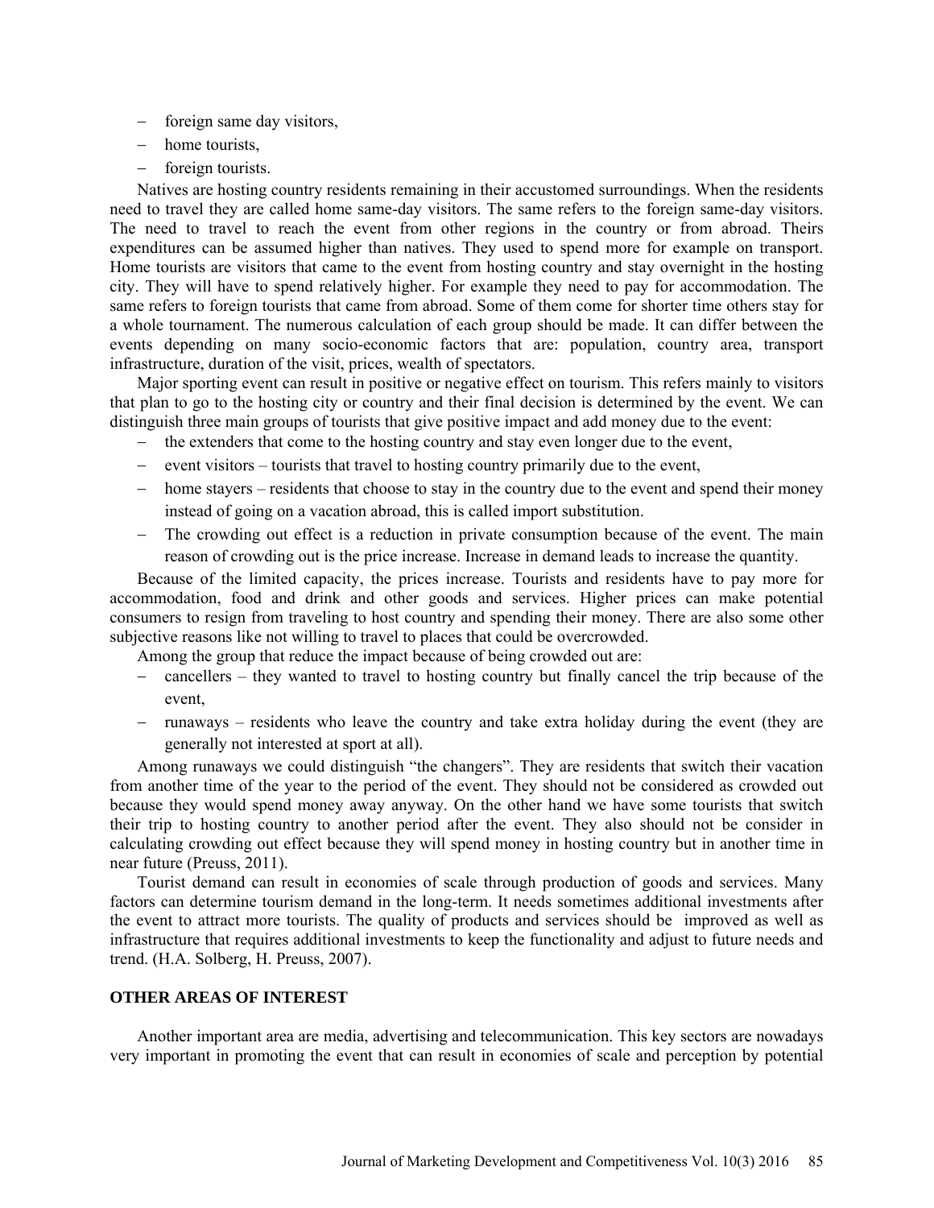- foreign same day visitors,
- home tourists,
- foreign tourists.

Natives are hosting country residents remaining in their accustomed surroundings. When the residents need to travel they are called home same-day visitors. The same refers to the foreign same-day visitors. The need to travel to reach the event from other regions in the country or from abroad. Theirs expenditures can be assumed higher than natives. They used to spend more for example on transport. Home tourists are visitors that came to the event from hosting country and stay overnight in the hosting city. They will have to spend relatively higher. For example they need to pay for accommodation. The same refers to foreign tourists that came from abroad. Some of them come for shorter time others stay for a whole tournament. The numerous calculation of each group should be made. It can differ between the events depending on many socio-economic factors that are: population, country area, transport infrastructure, duration of the visit, prices, wealth of spectators.

Major sporting event can result in positive or negative effect on tourism. This refers mainly to visitors that plan to go to the hosting city or country and their final decision is determined by the event. We can distinguish three main groups of tourists that give positive impact and add money due to the event:

- the extenders that come to the hosting country and stay even longer due to the event,
- event visitors – tourists that travel to hosting country primarily due to the event,
- home stayers – residents that choose to stay in the country due to the event and spend their money instead of going on a vacation abroad, this is called import substitution.
- The crowding out effect is a reduction in private consumption because of the event. The main reason of crowding out is the price increase. Increase in demand leads to increase the quantity.

Because of the limited capacity, the prices increase. Tourists and residents have to pay more for accommodation, food and drink and other goods and services. Higher prices can make potential consumers to resign from traveling to host country and spending their money. There are also some other subjective reasons like not willing to travel to places that could be overcrowded.

Among the group that reduce the impact because of being crowded out are:

- cancellers – they wanted to travel to hosting country but finally cancel the trip because of the event,
- runaways – residents who leave the country and take extra holiday during the event (they are generally not interested at sport at all).

Among runaways we could distinguish "the changers". They are residents that switch their vacation from another time of the year to the period of the event. They should not be considered as crowded out because they would spend money away anyway. On the other hand we have some tourists that switch their trip to hosting country to another period after the event. They also should not be consider in calculating crowding out effect because they will spend money in hosting country but in another time in near future (Preuss, 2011).

Tourist demand can result in economies of scale through production of goods and services. Many factors can determine tourism demand in the long-term. It needs sometimes additional investments after the event to attract more tourists. The quality of products and services should be improved as well as infrastructure that requires additional investments to keep the functionality and adjust to future needs and trend. (H.A. Solberg, H. Preuss, 2007).

## OTHER AREAS OF INTEREST

Another important area are media, advertising and telecommunication. This key sectors are nowadays very important in promoting the event that can result in economies of scale and perception by potential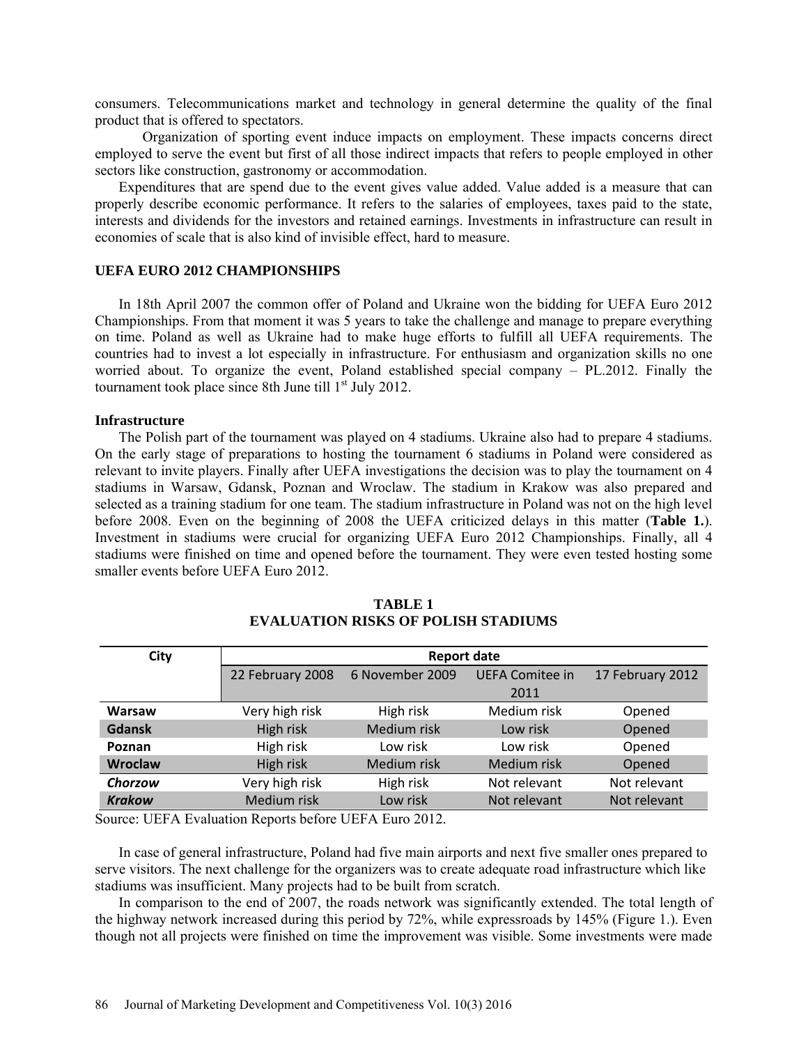consumers. Telecommunications market and technology in general determine the quality of the final product that is offered to spectators.

Organization of sporting event induce impacts on employment. These impacts concerns direct employed to serve the event but first of all those indirect impacts that refers to people employed in other sectors like construction, gastronomy or accommodation.

Expenditures that are spend due to the event gives value added. Value added is a measure that can properly describe economic performance. It refers to the salaries of employees, taxes paid to the state, interests and dividends for the investors and retained earnings. Investments in infrastructure can result in economies of scale that is also kind of invisible effect, hard to measure.

## UEFA EURO 2012 CHAMPIONSHIPS

In 18th April 2007 the common offer of Poland and Ukraine won the bidding for UEFA Euro 2012 Championships. From that moment it was 5 years to take the challenge and manage to prepare everything on time. Poland as well as Ukraine had to make huge efforts to fulfill all UEFA requirements. The countries had to invest a lot especially in infrastructure. For enthusiasm and organization skills no one worried about. To organize the event, Poland established special company – PL.2012. Finally the tournament took place since 8th June till 1st July 2012.

### Infrastructure

The Polish part of the tournament was played on 4 stadiums. Ukraine also had to prepare 4 stadiums. On the early stage of preparations to hosting the tournament 6 stadiums in Poland were considered as relevant to invite players. Finally after UEFA investigations the decision was to play the tournament on 4 stadiums in Warsaw, Gdansk, Poznan and Wroclaw. The stadium in Krakow was also prepared and selected as a training stadium for one team. The stadium infrastructure in Poland was not on the high level before 2008. Even on the beginning of 2008 the UEFA criticized delays in this matter (**Table 1.**). Investment in stadiums were crucial for organizing UEFA Euro 2012 Championships. Finally, all 4 stadiums were finished on time and opened before the tournament. They were even tested hosting some smaller events before UEFA Euro 2012.

**TABLE 1**
**EVALUATION RISKS OF POLISH STADIUMS**

| City | Report date | | | |
|---|---|---|---|---|
| | 22 February 2008 | 6 November 2009 | UEFA Comitee in 2011 | 17 February 2012 |
| **Warsaw** | Very high risk | High risk | Medium risk | Opened |
| **Gdansk** | High risk | Medium risk | Low risk | Opened |
| **Poznan** | High risk | Low risk | Low risk | Opened |
| **Wroclaw** | High risk | Medium risk | Medium risk | Opened |
| ***Chorzow*** | Very high risk | High risk | Not relevant | Not relevant |
| ***Krakow*** | Medium risk | Low risk | Not relevant | Not relevant |

Source: UEFA Evaluation Reports before UEFA Euro 2012.

In case of general infrastructure, Poland had five main airports and next five smaller ones prepared to serve visitors. The next challenge for the organizers was to create adequate road infrastructure which like stadiums was insufficient. Many projects had to be built from scratch.

In comparison to the end of 2007, the roads network was significantly extended. The total length of the highway network increased during this period by 72%, while expressroads by 145% (Figure 1.). Even though not all projects were finished on time the improvement was visible. Some investments were made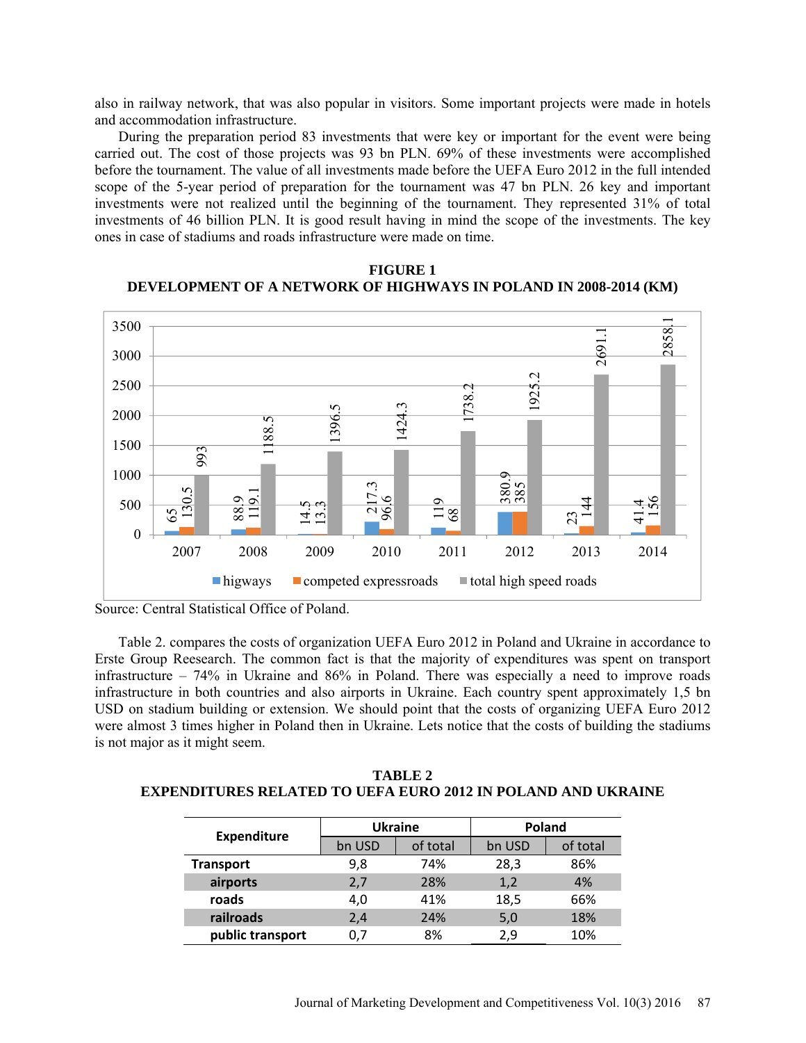also in railway network, that was also popular in visitors. Some important projects were made in hotels and accommodation infrastructure.

During the preparation period 83 investments that were key or important for the event were being carried out. The cost of those projects was 93 bn PLN. 69% of these investments were accomplished before the tournament. The value of all investments made before the UEFA Euro 2012 in the full intended scope of the 5-year period of preparation for the tournament was 47 bn PLN. 26 key and important investments were not realized until the beginning of the tournament. They represented 31% of total investments of 46 billion PLN. It is good result having in mind the scope of the investments. The key ones in case of stadiums and roads infrastructure were made on time.

**FIGURE 1**
**DEVELOPMENT OF A NETWORK OF HIGHWAYS IN POLAND IN 2008-2014 (KM)**

| Year | higways | competed expressroads | total high speed roads |
|---|---|---|---|
| 2007 | 65 | 130.5 | 993 |
| 2008 | 88.9 | 119.1 | 1188.5 |
| 2009 | 14.5 | 13.3 | 1396.5 |
| 2010 | 217.3 | 96.6 | 1424.3 |
| 2011 | 119 | 68 | 1738.2 |
| 2012 | 380.9 | 385 | 1925.2 |
| 2013 | 23 | 144 | 2691.1 |
| 2014 | 41.4 | 156 | 2858.1 |

Source: Central Statistical Office of Poland.

Table 2. compares the costs of organization UEFA Euro 2012 in Poland and Ukraine in accordance to Erste Group Reesearch. The common fact is that the majority of expenditures was spent on transport infrastructure – 74% in Ukraine and 86% in Poland. There was especially a need to improve roads infrastructure in both countries and also airports in Ukraine. Each country spent approximately 1,5 bn USD on stadium building or extension. We should point that the costs of organizing UEFA Euro 2012 were almost 3 times higher in Poland then in Ukraine. Lets notice that the costs of building the stadiums is not major as it might seem.

**TABLE 2**
**EXPENDITURES RELATED TO UEFA EURO 2012 IN POLAND AND UKRAINE**

| Expenditure | Ukraine | | Poland | |
|---|---|---|---|---|
| | bn USD | of total | bn USD | of total |
| **Transport** | 9,8 | 74% | 28,3 | 86% |
| **airports** | 2,7 | 28% | 1,2 | 4% |
| **roads** | 4,0 | 41% | 18,5 | 66% |
| **railroads** | 2,4 | 24% | 5,0 | 18% |
| **public transport** | 0,7 | 8% | 2,9 | 10% |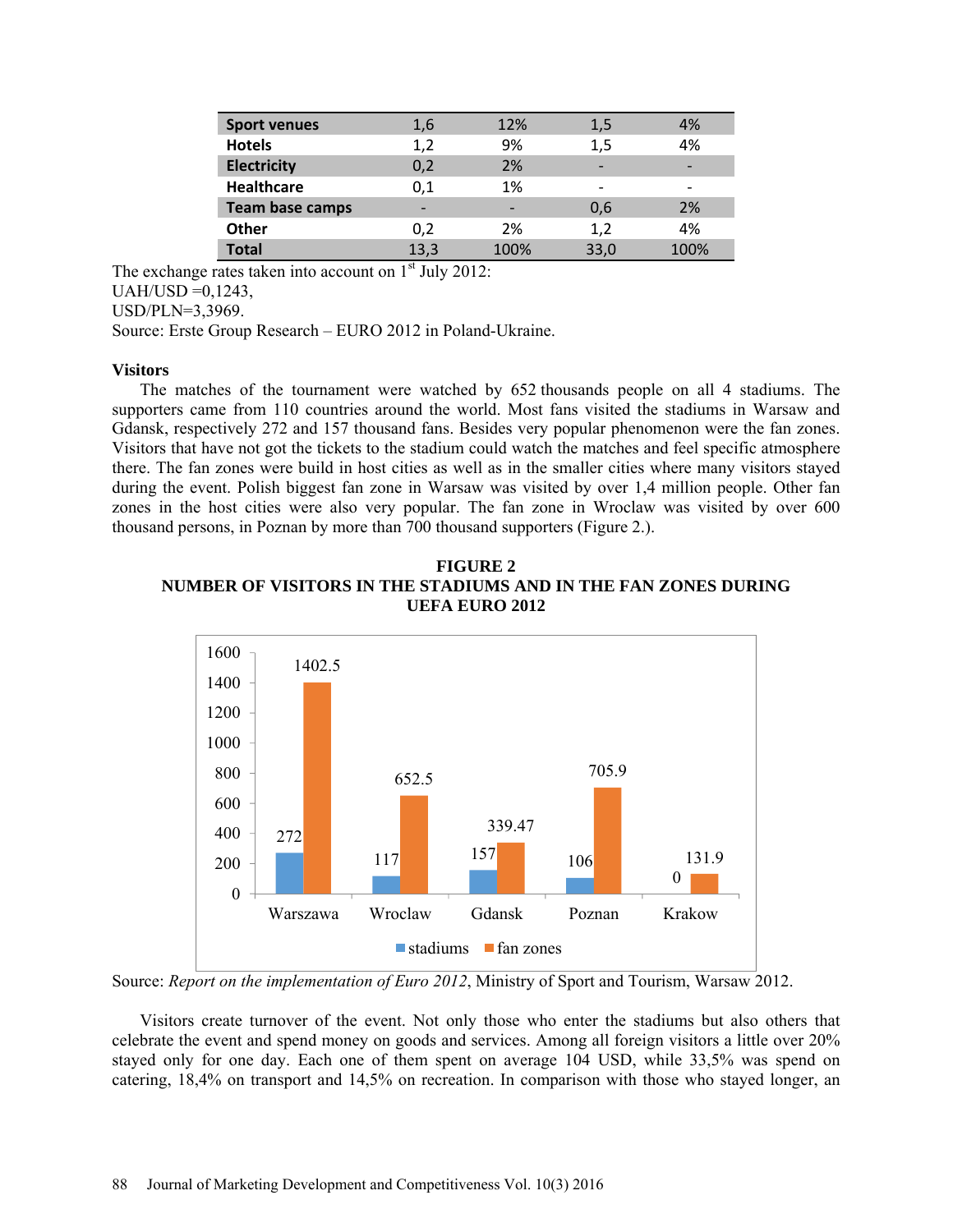| Sport venues | 1,6 | 12% | 1,5 | 4% |
|---|---|---|---|---|
| Hotels | 1,2 | 9% | 1,5 | 4% |
| Electricity | 0,2 | 2% | - | - |
| Healthcare | 0,1 | 1% | - | - |
| Team base camps | - | - | 0,6 | 2% |
| Other | 0,2 | 2% | 1,2 | 4% |
| Total | 13,3 | 100% | 33,0 | 100% |

The exchange rates taken into account on 1st July 2012:
UAH/USD =0,1243,
USD/PLN=3,3969.
Source: Erste Group Research – EURO 2012 in Poland-Ukraine.

**Visitors**

The matches of the tournament were watched by 652 thousands people on all 4 stadiums. The supporters came from 110 countries around the world. Most fans visited the stadiums in Warsaw and Gdansk, respectively 272 and 157 thousand fans. Besides very popular phenomenon were the fan zones. Visitors that have not got the tickets to the stadium could watch the matches and feel specific atmosphere there. The fan zones were build in host cities as well as in the smaller cities where many visitors stayed during the event. Polish biggest fan zone in Warsaw was visited by over 1,4 million people. Other fan zones in the host cities were also very popular. The fan zone in Wroclaw was visited by over 600 thousand persons, in Poznan by more than 700 thousand supporters (Figure 2.).

**FIGURE 2**
**NUMBER OF VISITORS IN THE STADIUMS AND IN THE FAN ZONES DURING UEFA EURO 2012**

| | stadiums | fan zones |
|---|---|---|
| Warszawa | 272 | 1402.5 |
| Wroclaw | 117 | 652.5 |
| Gdansk | 157 | 339.47 |
| Poznan | 106 | 705.9 |
| Krakow | 0 | 131.9 |

Source: *Report on the implementation of Euro 2012*, Ministry of Sport and Tourism, Warsaw 2012.

Visitors create turnover of the event. Not only those who enter the stadiums but also others that celebrate the event and spend money on goods and services. Among all foreign visitors a little over 20% stayed only for one day. Each one of them spent on average 104 USD, while 33,5% was spend on catering, 18,4% on transport and 14,5% on recreation. In comparison with those who stayed longer, an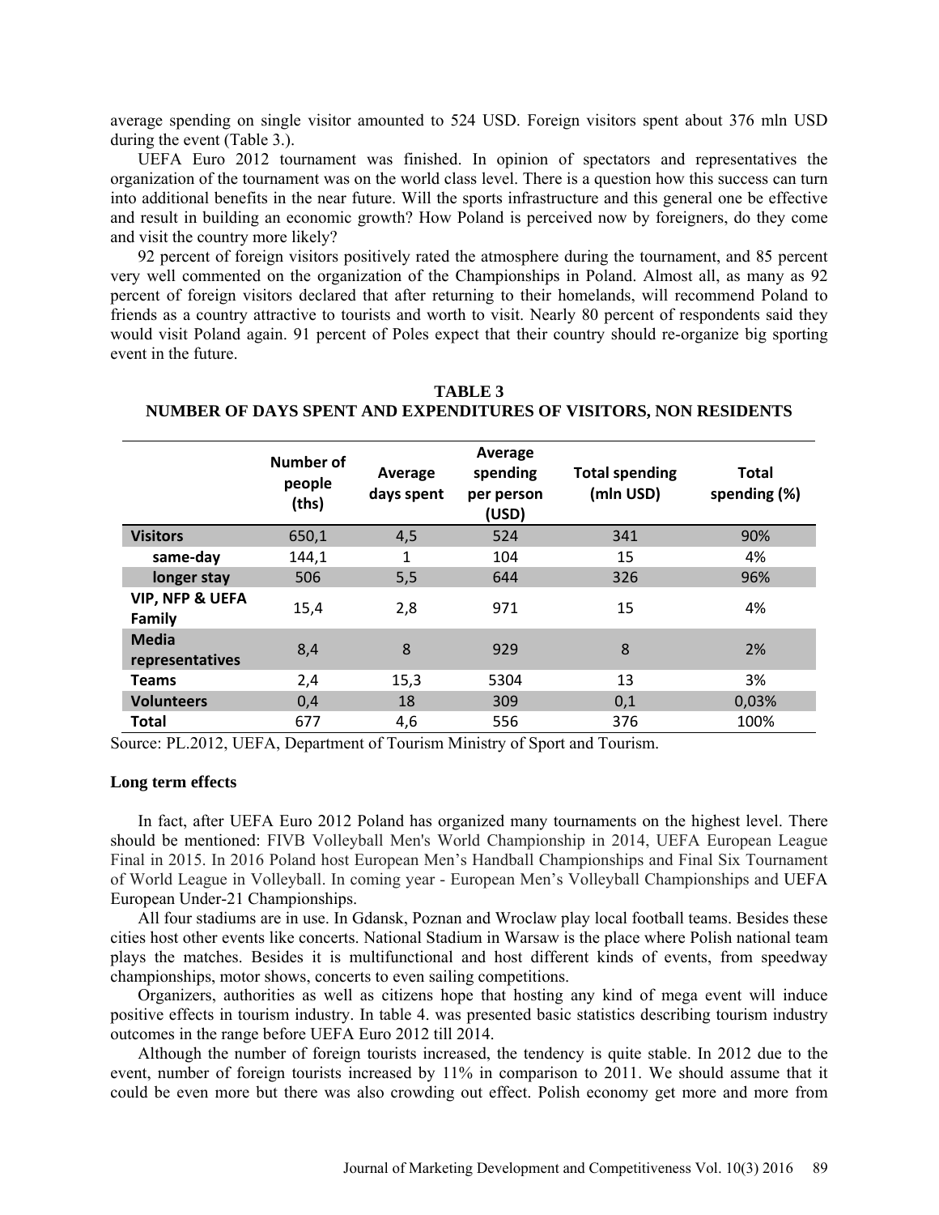average spending on single visitor amounted to 524 USD. Foreign visitors spent about 376 mln USD during the event (Table 3.).

UEFA Euro 2012 tournament was finished. In opinion of spectators and representatives the organization of the tournament was on the world class level. There is a question how this success can turn into additional benefits in the near future. Will the sports infrastructure and this general one be effective and result in building an economic growth? How Poland is perceived now by foreigners, do they come and visit the country more likely?

92 percent of foreign visitors positively rated the atmosphere during the tournament, and 85 percent very well commented on the organization of the Championships in Poland. Almost all, as many as 92 percent of foreign visitors declared that after returning to their homelands, will recommend Poland to friends as a country attractive to tourists and worth to visit. Nearly 80 percent of respondents said they would visit Poland again. 91 percent of Poles expect that their country should re-organize big sporting event in the future.

**TABLE 3**
**NUMBER OF DAYS SPENT AND EXPENDITURES OF VISITORS, NON RESIDENTS**

| | Number of people (ths) | Average days spent | Average spending per person (USD) | Total spending (mln USD) | Total spending (%) |
|---|---|---|---|---|---|
| **Visitors** | 650,1 | 4,5 | 524 | 341 | 90% |
| **same-day** | 144,1 | 1 | 104 | 15 | 4% |
| **longer stay** | 506 | 5,5 | 644 | 326 | 96% |
| **VIP, NFP & UEFA Family** | 15,4 | 2,8 | 971 | 15 | 4% |
| **Media representatives** | 8,4 | 8 | 929 | 8 | 2% |
| **Teams** | 2,4 | 15,3 | 5304 | 13 | 3% |
| **Volunteers** | 0,4 | 18 | 309 | 0,1 | 0,03% |
| **Total** | 677 | 4,6 | 556 | 376 | 100% |

Source: PL.2012, UEFA, Department of Tourism Ministry of Sport and Tourism.

### Long term effects

In fact, after UEFA Euro 2012 Poland has organized many tournaments on the highest level. There should be mentioned: FIVB Volleyball Men's World Championship in 2014, UEFA European League Final in 2015. In 2016 Poland host European Men's Handball Championships and Final Six Tournament of World League in Volleyball. In coming year - European Men's Volleyball Championships and UEFA European Under-21 Championships.

All four stadiums are in use. In Gdansk, Poznan and Wroclaw play local football teams. Besides these cities host other events like concerts. National Stadium in Warsaw is the place where Polish national team plays the matches. Besides it is multifunctional and host different kinds of events, from speedway championships, motor shows, concerts to even sailing competitions.

Organizers, authorities as well as citizens hope that hosting any kind of mega event will induce positive effects in tourism industry. In table 4. was presented basic statistics describing tourism industry outcomes in the range before UEFA Euro 2012 till 2014.

Although the number of foreign tourists increased, the tendency is quite stable. In 2012 due to the event, number of foreign tourists increased by 11% in comparison to 2011. We should assume that it could be even more but there was also crowding out effect. Polish economy get more and more from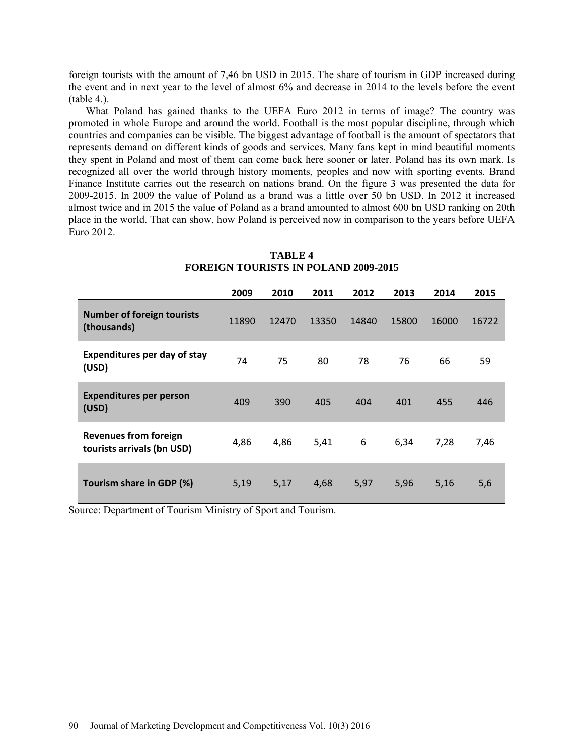foreign tourists with the amount of 7,46 bn USD in 2015. The share of tourism in GDP increased during the event and in next year to the level of almost 6% and decrease in 2014 to the levels before the event (table 4.).

What Poland has gained thanks to the UEFA Euro 2012 in terms of image? The country was promoted in whole Europe and around the world. Football is the most popular discipline, through which countries and companies can be visible. The biggest advantage of football is the amount of spectators that represents demand on different kinds of goods and services. Many fans kept in mind beautiful moments they spent in Poland and most of them can come back here sooner or later. Poland has its own mark. Is recognized all over the world through history moments, peoples and now with sporting events. Brand Finance Institute carries out the research on nations brand. On the figure 3 was presented the data for 2009-2015. In 2009 the value of Poland as a brand was a little over 50 bn USD. In 2012 it increased almost twice and in 2015 the value of Poland as a brand amounted to almost 600 bn USD ranking on 20th place in the world. That can show, how Poland is perceived now in comparison to the years before UEFA Euro 2012.

**TABLE 4**
**FOREIGN TOURISTS IN POLAND 2009-2015**

| | 2009 | 2010 | 2011 | 2012 | 2013 | 2014 | 2015 |
|---|---|---|---|---|---|---|---|
| **Number of foreign tourists (thousands)** | 11890 | 12470 | 13350 | 14840 | 15800 | 16000 | 16722 |
| **Expenditures per day of stay (USD)** | 74 | 75 | 80 | 78 | 76 | 66 | 59 |
| **Expenditures per person (USD)** | 409 | 390 | 405 | 404 | 401 | 455 | 446 |
| **Revenues from foreign tourists arrivals (bn USD)** | 4,86 | 4,86 | 5,41 | 6 | 6,34 | 7,28 | 7,46 |
| **Tourism share in GDP (%)** | 5,19 | 5,17 | 4,68 | 5,97 | 5,96 | 5,16 | 5,6 |

Source: Department of Tourism Ministry of Sport and Tourism.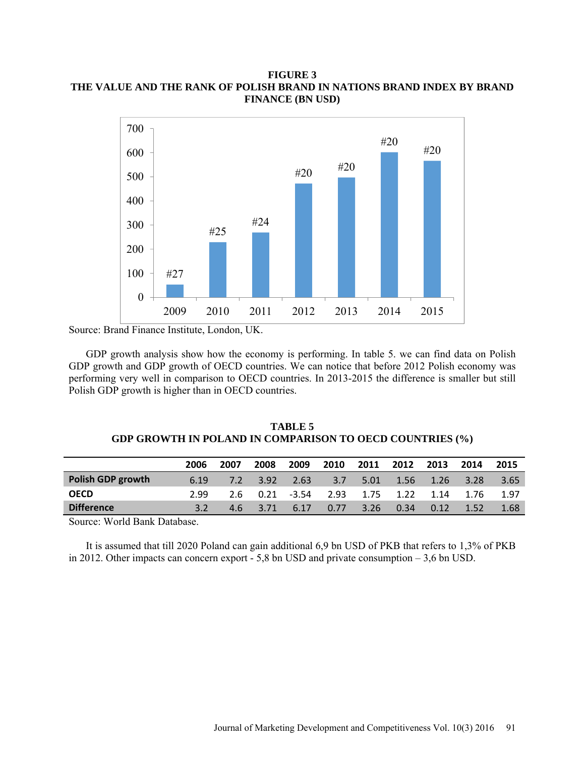**FIGURE 3**
**THE VALUE AND THE RANK OF POLISH BRAND IN NATIONS BRAND INDEX BY BRAND FINANCE (BN USD)**

Source: Brand Finance Institute, London, UK.

GDP growth analysis show how the economy is performing. In table 5. we can find data on Polish GDP growth and GDP growth of OECD countries. We can notice that before 2012 Polish economy was performing very well in comparison to OECD countries. In 2013-2015 the difference is smaller but still Polish GDP growth is higher than in OECD countries.

**TABLE 5**
**GDP GROWTH IN POLAND IN COMPARISON TO OECD COUNTRIES (%)**

| | 2006 | 2007 | 2008 | 2009 | 2010 | 2011 | 2012 | 2013 | 2014 | 2015 |
|---|---|---|---|---|---|---|---|---|---|---|
| **Polish GDP growth** | 6.19 | 7.2 | 3.92 | 2.63 | 3.7 | 5.01 | 1.56 | 1.26 | 3.28 | 3.65 |
| **OECD** | 2.99 | 2.6 | 0.21 | -3.54 | 2.93 | 1.75 | 1.22 | 1.14 | 1.76 | 1.97 |
| **Difference** | 3.2 | 4.6 | 3.71 | 6.17 | 0.77 | 3.26 | 0.34 | 0.12 | 1.52 | 1.68 |

Source: World Bank Database.

It is assumed that till 2020 Poland can gain additional 6,9 bn USD of PKB that refers to 1,3% of PKB in 2012. Other impacts can concern export - 5,8 bn USD and private consumption – 3,6 bn USD.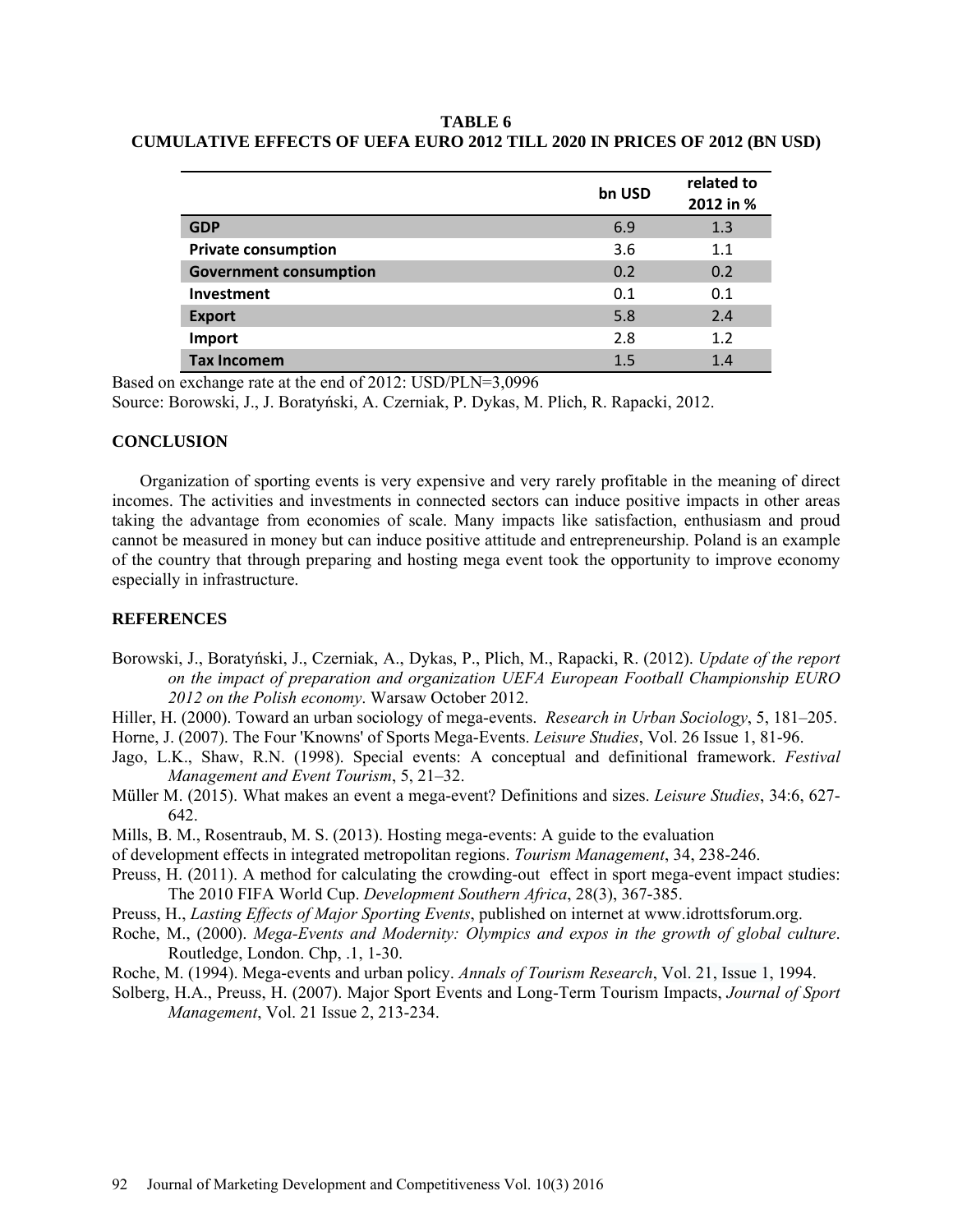**TABLE 6**
**CUMULATIVE EFFECTS OF UEFA EURO 2012 TILL 2020 IN PRICES OF 2012 (BN USD)**

| | bn USD | related to 2012 in % |
|---|---|---|
| **GDP** | 6.9 | 1.3 |
| **Private consumption** | 3.6 | 1.1 |
| **Government consumption** | 0.2 | 0.2 |
| **Investment** | 0.1 | 0.1 |
| **Export** | 5.8 | 2.4 |
| **Import** | 2.8 | 1.2 |
| **Tax Incomem** | 1.5 | 1.4 |

Based on exchange rate at the end of 2012: USD/PLN=3,0996

Source: Borowski, J., J. Boratyński, A. Czerniak, P. Dykas, M. Plich, R. Rapacki, 2012.

## CONCLUSION

Organization of sporting events is very expensive and very rarely profitable in the meaning of direct incomes. The activities and investments in connected sectors can induce positive impacts in other areas taking the advantage from economies of scale. Many impacts like satisfaction, enthusiasm and proud cannot be measured in money but can induce positive attitude and entrepreneurship. Poland is an example of the country that through preparing and hosting mega event took the opportunity to improve economy especially in infrastructure.

## REFERENCES

Borowski, J., Boratyński, J., Czerniak, A., Dykas, P., Plich, M., Rapacki, R. (2012). *Update of the report on the impact of preparation and organization UEFA European Football Championship EURO 2012 on the Polish economy*. Warsaw October 2012.

Hiller, H. (2000). Toward an urban sociology of mega-events. *Research in Urban Sociology*, 5, 181–205.

Horne, J. (2007). The Four 'Knowns' of Sports Mega-Events. *Leisure Studies*, Vol. 26 Issue 1, 81-96.

Jago, L.K., Shaw, R.N. (1998). Special events: A conceptual and definitional framework. *Festival Management and Event Tourism*, 5, 21–32.

Müller M. (2015). What makes an event a mega-event? Definitions and sizes. *Leisure Studies*, 34:6, 627-642.

Mills, B. M., Rosentraub, M. S. (2013). Hosting mega-events: A guide to the evaluation of development effects in integrated metropolitan regions. *Tourism Management*, 34, 238-246.

Preuss, H. (2011). A method for calculating the crowding-out effect in sport mega-event impact studies: The 2010 FIFA World Cup. *Development Southern Africa*, 28(3), 367-385.

Preuss, H., *Lasting Effects of Major Sporting Events*, published on internet at www.idrottsforum.org.

Roche, M., (2000). *Mega-Events and Modernity: Olympics and expos in the growth of global culture*. Routledge, London. Chp, .1, 1-30.

Roche, M. (1994). Mega-events and urban policy. *Annals of Tourism Research*, Vol. 21, Issue 1, 1994.

Solberg, H.A., Preuss, H. (2007). Major Sport Events and Long-Term Tourism Impacts, *Journal of Sport Management*, Vol. 21 Issue 2, 213-234.